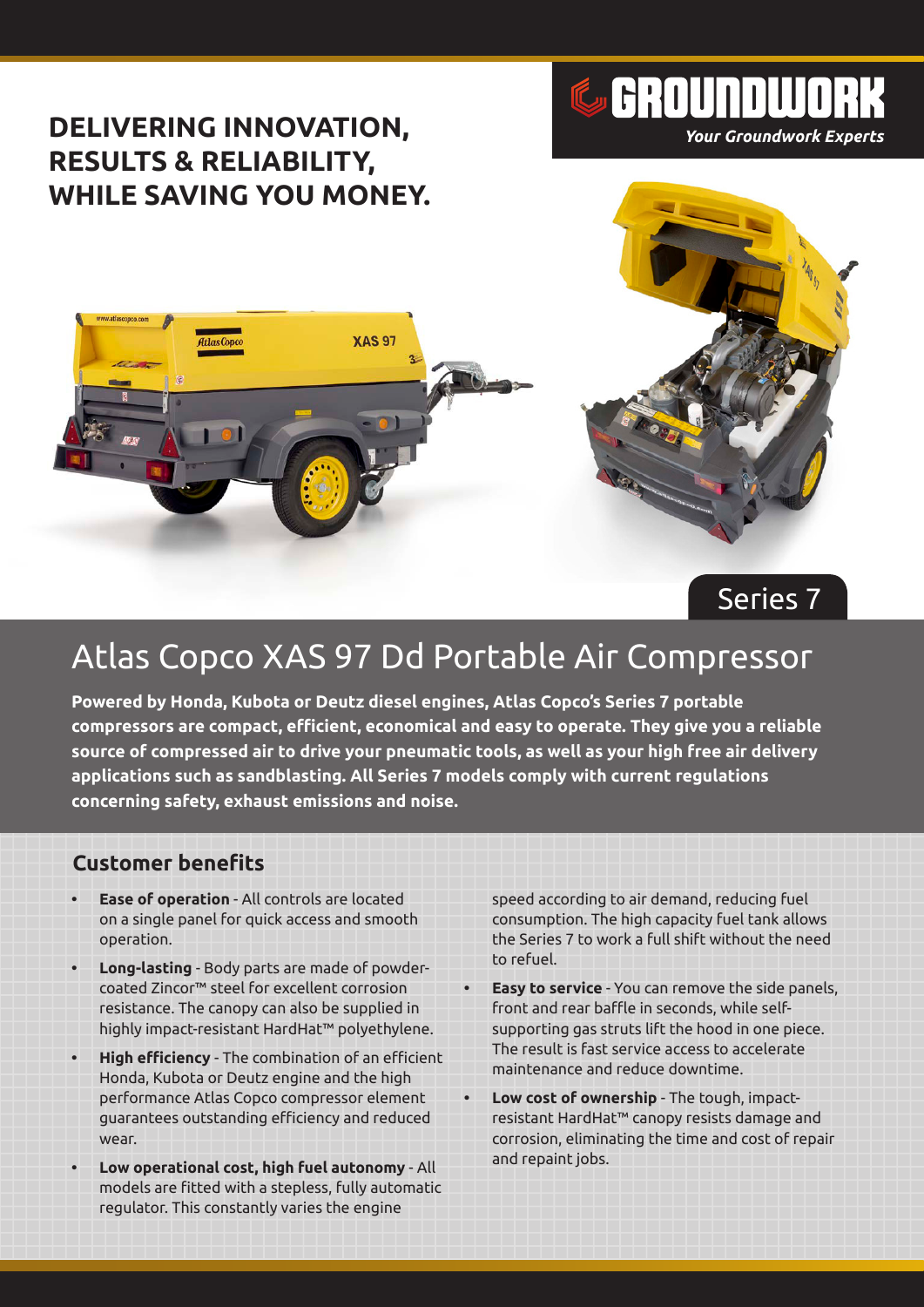# DELIVERING INNOVATION, RESULTS & RELIABILITY, WHILE SAVING YOU MONEY.

GROUNDWORK
*Your Groundwork Experts*

Series 7

# Atlas Copco XAS 97 Dd Portable Air Compressor

**Powered by Honda, Kubota or Deutz diesel engines, Atlas Copco's Series 7 portable compressors are compact, efficient, economical and easy to operate. They give you a reliable source of compressed air to drive your pneumatic tools, as well as your high free air delivery applications such as sandblasting. All Series 7 models comply with current regulations concerning safety, exhaust emissions and noise.**

## Customer benefits

- **Ease of operation** - All controls are located on a single panel for quick access and smooth operation.
- **Long-lasting** - Body parts are made of powder-coated Zincor™ steel for excellent corrosion resistance. The canopy can also be supplied in highly impact-resistant HardHat™ polyethylene.
- **High efficiency** - The combination of an efficient Honda, Kubota or Deutz engine and the high performance Atlas Copco compressor element guarantees outstanding efficiency and reduced wear.
- **Low operational cost, high fuel autonomy** - All models are fitted with a stepless, fully automatic regulator. This constantly varies the engine speed according to air demand, reducing fuel consumption. The high capacity fuel tank allows the Series 7 to work a full shift without the need to refuel.
- **Easy to service** - You can remove the side panels, front and rear baffle in seconds, while self-supporting gas struts lift the hood in one piece. The result is fast service access to accelerate maintenance and reduce downtime.
- **Low cost of ownership** - The tough, impact-resistant HardHat™ canopy resists damage and corrosion, eliminating the time and cost of repair and repaint jobs.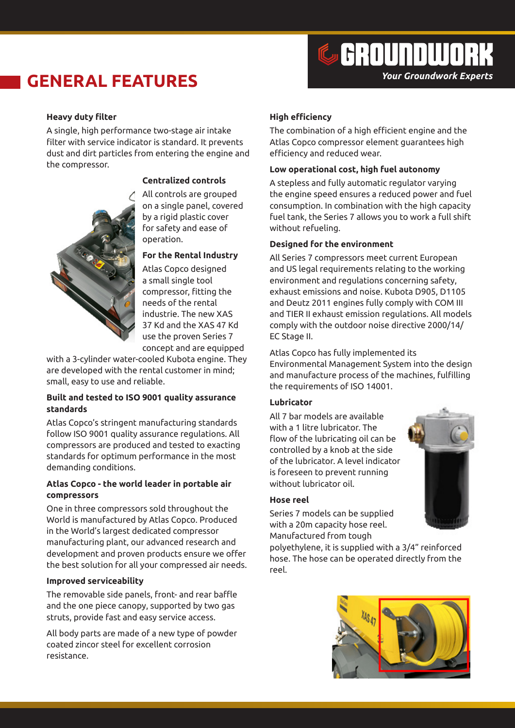# GENERAL FEATURES

### Heavy duty filter

A single, high performance two-stage air intake filter with service indicator is standard. It prevents dust and dirt particles from entering the engine and the compressor.

### Centralized controls

All controls are grouped on a single panel, covered by a rigid plastic cover for safety and ease of operation.

### For the Rental Industry

Atlas Copco designed a small single tool compressor, fitting the needs of the rental industrie. The new XAS 37 Kd and the XAS 47 Kd use the proven Series 7 concept and are equipped with a 3-cylinder water-cooled Kubota engine. They are developed with the rental customer in mind; small, easy to use and reliable.

### Built and tested to ISO 9001 quality assurance standards

Atlas Copco's stringent manufacturing standards follow ISO 9001 quality assurance regulations. All compressors are produced and tested to exacting standards for optimum performance in the most demanding conditions.

### Atlas Copco - the world leader in portable air compressors

One in three compressors sold throughout the World is manufactured by Atlas Copco. Produced in the World's largest dedicated compressor manufacturing plant, our advanced research and development and proven products ensure we offer the best solution for all your compressed air needs.

### Improved serviceability

The removable side panels, front- and rear baffle and the one piece canopy, supported by two gas struts, provide fast and easy service access.

All body parts are made of a new type of powder coated zincor steel for excellent corrosion resistance.

### High efficiency

The combination of a high efficient engine and the Atlas Copco compressor element guarantees high efficiency and reduced wear.

### Low operational cost, high fuel autonomy

A stepless and fully automatic regulator varying the engine speed ensures a reduced power and fuel consumption. In combination with the high capacity fuel tank, the Series 7 allows you to work a full shift without refueling.

### Designed for the environment

All Series 7 compressors meet current European and US legal requirements relating to the working environment and regulations concerning safety, exhaust emissions and noise. Kubota D905, D1105 and Deutz 2011 engines fully comply with COM III and TIER II exhaust emission regulations. All models comply with the outdoor noise directive 2000/14/ EC Stage II.

Atlas Copco has fully implemented its Environmental Management System into the design and manufacture process of the machines, fulfilling the requirements of ISO 14001.

### Lubricator

All 7 bar models are available with a 1 litre lubricator. The flow of the lubricating oil can be controlled by a knob at the side of the lubricator. A level indicator is foreseen to prevent running without lubricator oil.

### Hose reel

Series 7 models can be supplied with a 20m capacity hose reel. Manufactured from tough polyethylene, it is supplied with a 3/4" reinforced hose. The hose can be operated directly from the reel.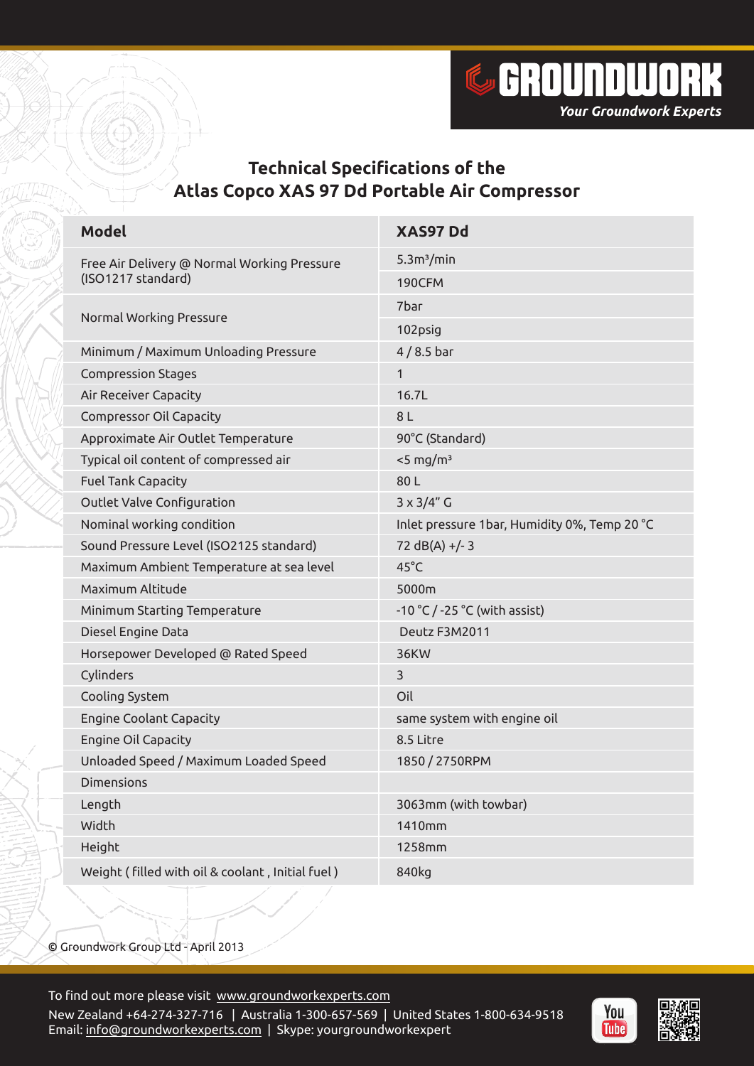# Technical Specifications of the Atlas Copco XAS 97 Dd Portable Air Compressor

| Model | XAS97 Dd |
|---|---|
| Free Air Delivery @ Normal Working Pressure (ISO1217 standard) | 5.3m³/min |
| | 190CFM |
| Normal Working Pressure | 7bar |
| | 102psig |
| Minimum / Maximum Unloading Pressure | 4 / 8.5 bar |
| Compression Stages | 1 |
| Air Receiver Capacity | 16.7L |
| Compressor Oil Capacity | 8 L |
| Approximate Air Outlet Temperature | 90°C (Standard) |
| Typical oil content of compressed air | <5 mg/m³ |
| Fuel Tank Capacity | 80 L |
| Outlet Valve Configuration | 3 x 3/4" G |
| Nominal working condition | Inlet pressure 1bar, Humidity 0%, Temp 20 °C |
| Sound Pressure Level (ISO2125 standard) | 72 dB(A) +/- 3 |
| Maximum Ambient Temperature at sea level | 45°C |
| Maximum Altitude | 5000m |
| Minimum Starting Temperature | -10 °C / -25 °C (with assist) |
| Diesel Engine Data | Deutz F3M2011 |
| Horsepower Developed @ Rated Speed | 36KW |
| Cylinders | 3 |
| Cooling System | Oil |
| Engine Coolant Capacity | same system with engine oil |
| Engine Oil Capacity | 8.5 Litre |
| Unloaded Speed / Maximum Loaded Speed | 1850 / 2750RPM |
| Dimensions | |
| Length | 3063mm (with towbar) |
| Width | 1410mm |
| Height | 1258mm |
| Weight ( filled with oil & coolant , Initial fuel ) | 840kg |

© Groundwork Group Ltd - April 2013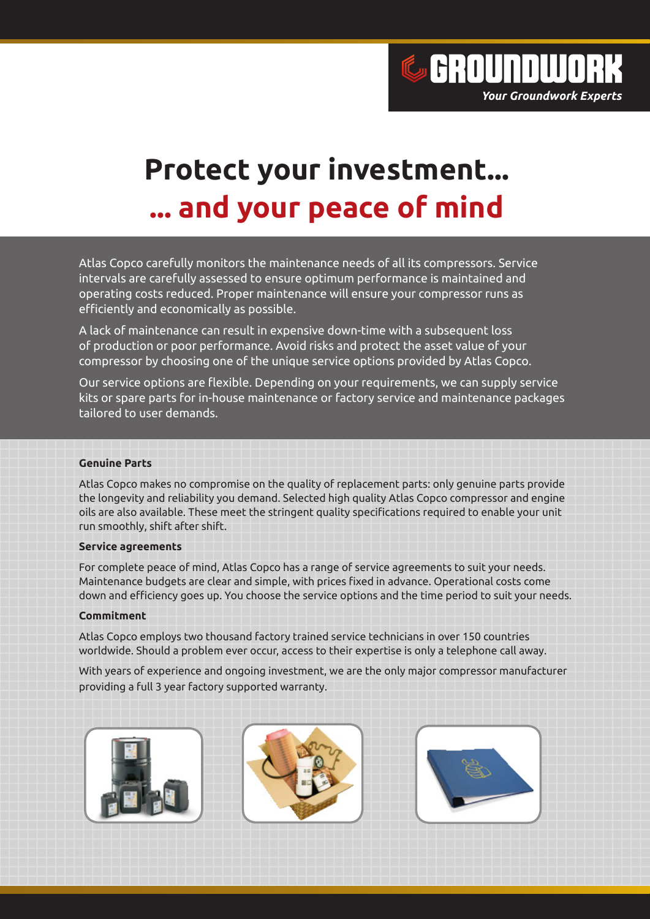GROUNDWORK

*Your Groundwork Experts*

# Protect your investment...
# ... and your peace of mind

Atlas Copco carefully monitors the maintenance needs of all its compressors. Service intervals are carefully assessed to ensure optimum performance is maintained and operating costs reduced. Proper maintenance will ensure your compressor runs as efficiently and economically as possible.

A lack of maintenance can result in expensive down-time with a subsequent loss of production or poor performance. Avoid risks and protect the asset value of your compressor by choosing one of the unique service options provided by Atlas Copco.

Our service options are flexible. Depending on your requirements, we can supply service kits or spare parts for in-house maintenance or factory service and maintenance packages tailored to user demands.

**Genuine Parts**

Atlas Copco makes no compromise on the quality of replacement parts: only genuine parts provide the longevity and reliability you demand. Selected high quality Atlas Copco compressor and engine oils are also available. These meet the stringent quality specifications required to enable your unit run smoothly, shift after shift.

**Service agreements**

For complete peace of mind, Atlas Copco has a range of service agreements to suit your needs. Maintenance budgets are clear and simple, with prices fixed in advance. Operational costs come down and efficiency goes up. You choose the service options and the time period to suit your needs.

**Commitment**

Atlas Copco employs two thousand factory trained service technicians in over 150 countries worldwide. Should a problem ever occur, access to their expertise is only a telephone call away.

With years of experience and ongoing investment, we are the only major compressor manufacturer providing a full 3 year factory supported warranty.